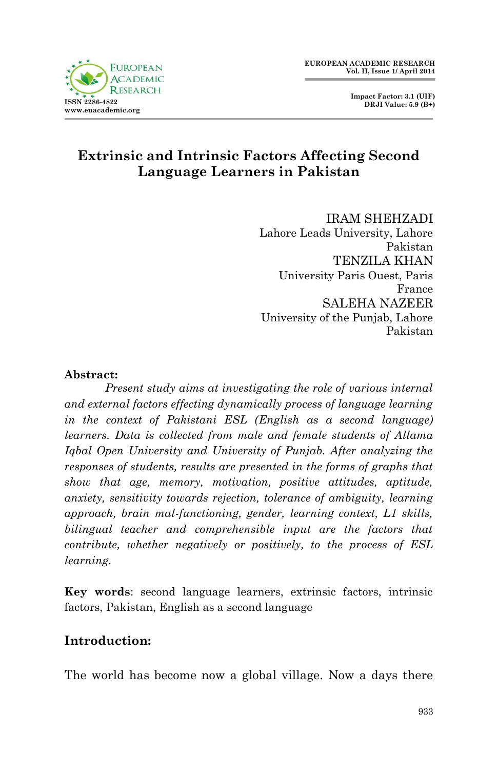# Extrinsic and Intrinsic Factors Affecting Second Language Learners in Pakistan

IRAM SHEHZADI
Lahore Leads University, Lahore
Pakistan

TENZILA KHAN
University Paris Ouest, Paris
France

SALEHA NAZEER
University of the Punjab, Lahore
Pakistan

**Abstract:**

*Present study aims at investigating the role of various internal and external factors effecting dynamically process of language learning in the context of Pakistani ESL (English as a second language) learners. Data is collected from male and female students of Allama Iqbal Open University and University of Punjab. After analyzing the responses of students, results are presented in the forms of graphs that show that age, memory, motivation, positive attitudes, aptitude, anxiety, sensitivity towards rejection, tolerance of ambiguity, learning approach, brain mal-functioning, gender, learning context, L1 skills, bilingual teacher and comprehensible input are the factors that contribute, whether negatively or positively, to the process of ESL learning.*

**Key words**: second language learners, extrinsic factors, intrinsic factors, Pakistan, English as a second language

## Introduction:

The world has become now a global village. Now a days there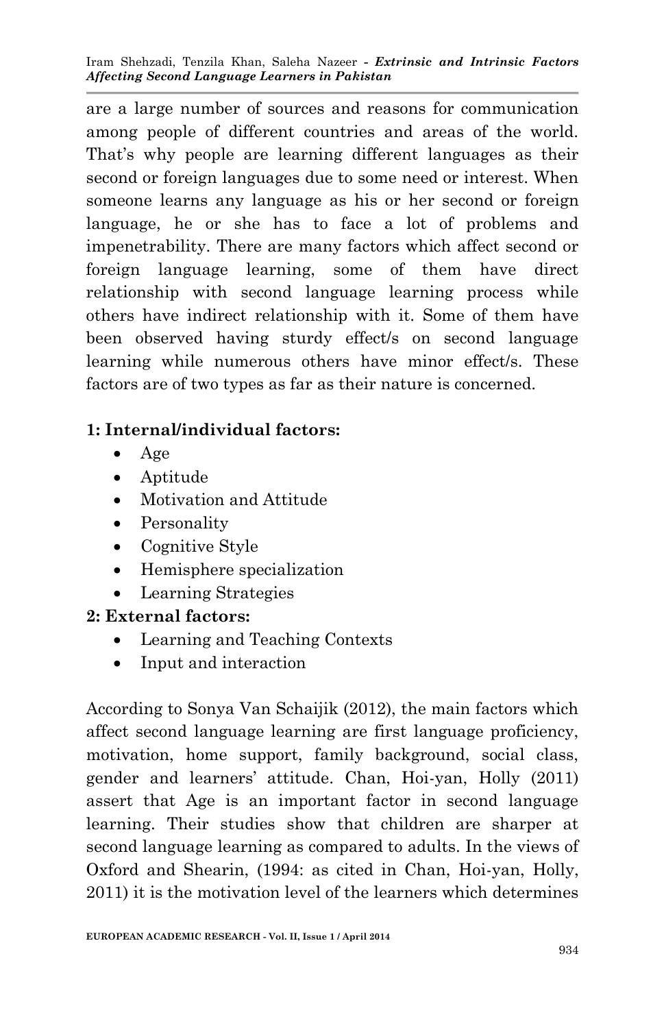are a large number of sources and reasons for communication among people of different countries and areas of the world. That's why people are learning different languages as their second or foreign languages due to some need or interest. When someone learns any language as his or her second or foreign language, he or she has to face a lot of problems and impenetrability. There are many factors which affect second or foreign language learning, some of them have direct relationship with second language learning process while others have indirect relationship with it. Some of them have been observed having sturdy effect/s on second language learning while numerous others have minor effect/s. These factors are of two types as far as their nature is concerned.

**1: Internal/individual factors:**

- Age
- Aptitude
- Motivation and Attitude
- Personality
- Cognitive Style
- Hemisphere specialization
- Learning Strategies

**2: External factors:**

- Learning and Teaching Contexts
- Input and interaction

According to Sonya Van Schaijik (2012), the main factors which affect second language learning are first language proficiency, motivation, home support, family background, social class, gender and learners' attitude. Chan, Hoi-yan, Holly (2011) assert that Age is an important factor in second language learning. Their studies show that children are sharper at second language learning as compared to adults. In the views of Oxford and Shearin, (1994: as cited in Chan, Hoi-yan, Holly, 2011) it is the motivation level of the learners which determines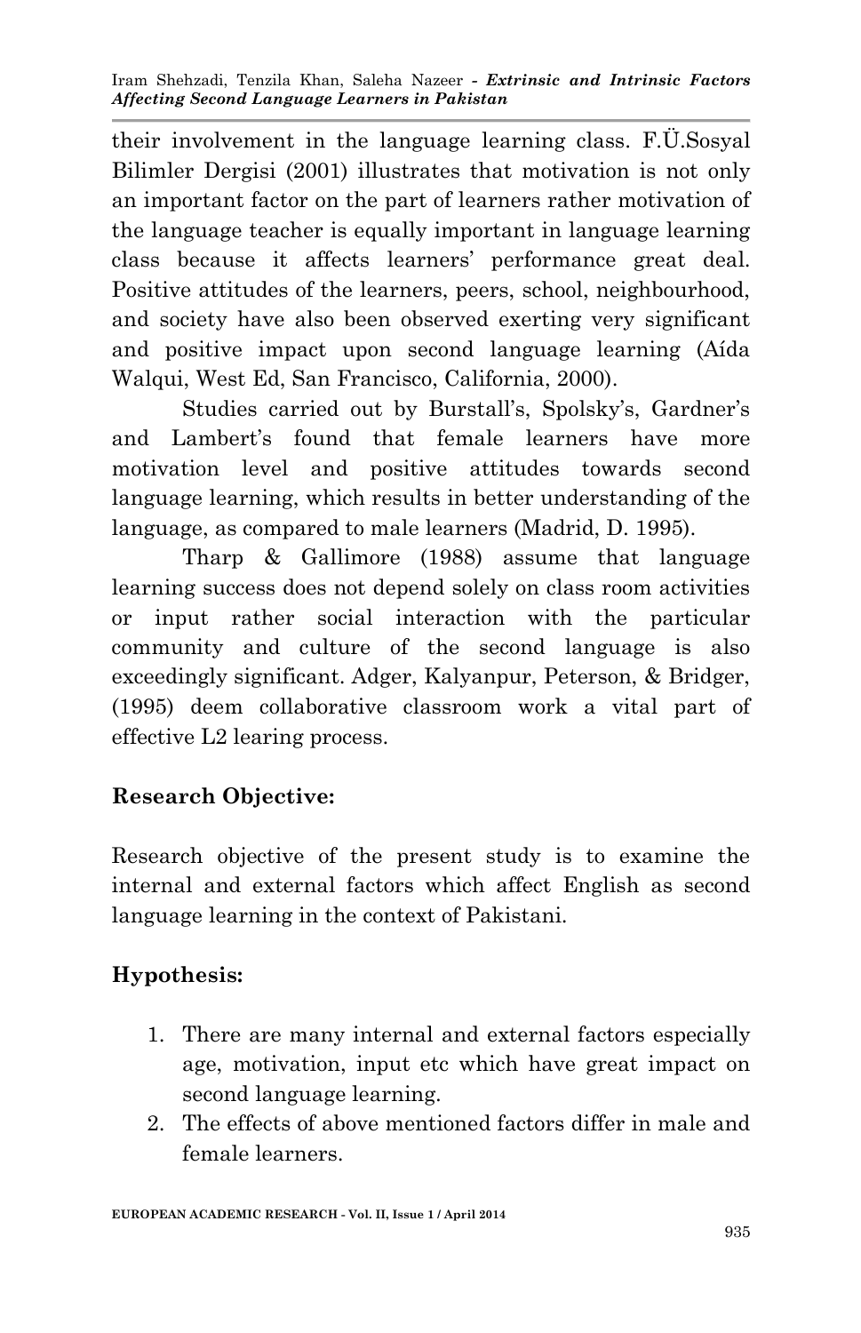their involvement in the language learning class. F.Ü.Sosyal Bilimler Dergisi (2001) illustrates that motivation is not only an important factor on the part of learners rather motivation of the language teacher is equally important in language learning class because it affects learners' performance great deal. Positive attitudes of the learners, peers, school, neighbourhood, and society have also been observed exerting very significant and positive impact upon second language learning (Aída Walqui, West Ed, San Francisco, California, 2000).

Studies carried out by Burstall's, Spolsky's, Gardner's and Lambert's found that female learners have more motivation level and positive attitudes towards second language learning, which results in better understanding of the language, as compared to male learners (Madrid, D. 1995).

Tharp & Gallimore (1988) assume that language learning success does not depend solely on class room activities or input rather social interaction with the particular community and culture of the second language is also exceedingly significant. Adger, Kalyanpur, Peterson, & Bridger, (1995) deem collaborative classroom work a vital part of effective L2 learing process.

**Research Objective:**

Research objective of the present study is to examine the internal and external factors which affect English as second language learning in the context of Pakistani.

**Hypothesis:**

1. There are many internal and external factors especially age, motivation, input etc which have great impact on second language learning.
2. The effects of above mentioned factors differ in male and female learners.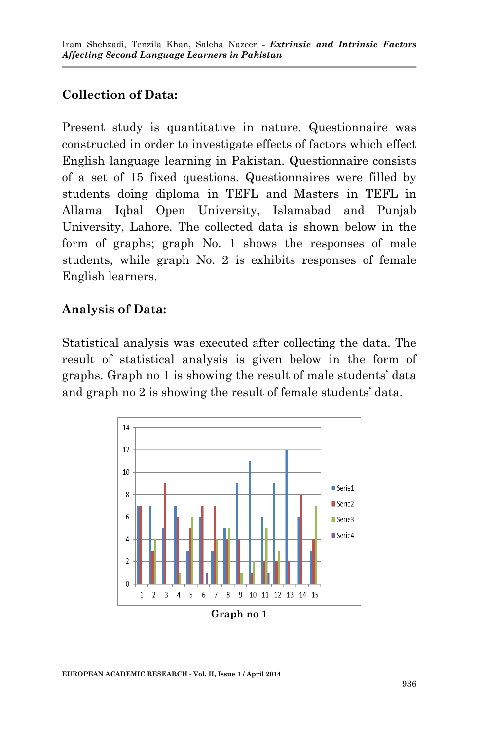## Collection of Data:

Present study is quantitative in nature. Questionnaire was constructed in order to investigate effects of factors which effect English language learning in Pakistan. Questionnaire consists of a set of 15 fixed questions. Questionnaires were filled by students doing diploma in TEFL and Masters in TEFL in Allama Iqbal Open University, Islamabad and Punjab University, Lahore. The collected data is shown below in the form of graphs; graph No. 1 shows the responses of male students, while graph No. 2 is exhibits responses of female English learners.

## Analysis of Data:

Statistical analysis was executed after collecting the data. The result of statistical analysis is given below in the form of graphs. Graph no 1 is showing the result of male students' data and graph no 2 is showing the result of female students' data.

**Graph no 1**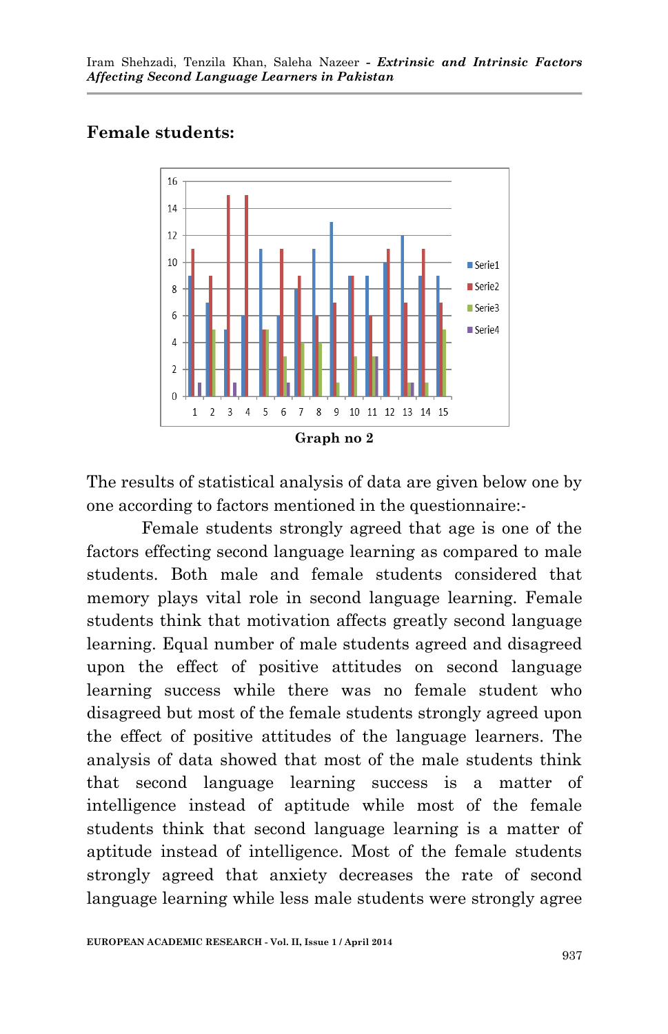**Female students:**

Graph no 2

The results of statistical analysis of data are given below one by one according to factors mentioned in the questionnaire:-

Female students strongly agreed that age is one of the factors effecting second language learning as compared to male students. Both male and female students considered that memory plays vital role in second language learning. Female students think that motivation affects greatly second language learning. Equal number of male students agreed and disagreed upon the effect of positive attitudes on second language learning success while there was no female student who disagreed but most of the female students strongly agreed upon the effect of positive attitudes of the language learners. The analysis of data showed that most of the male students think that second language learning success is a matter of intelligence instead of aptitude while most of the female students think that second language learning is a matter of aptitude instead of intelligence. Most of the female students strongly agreed that anxiety decreases the rate of second language learning while less male students were strongly agree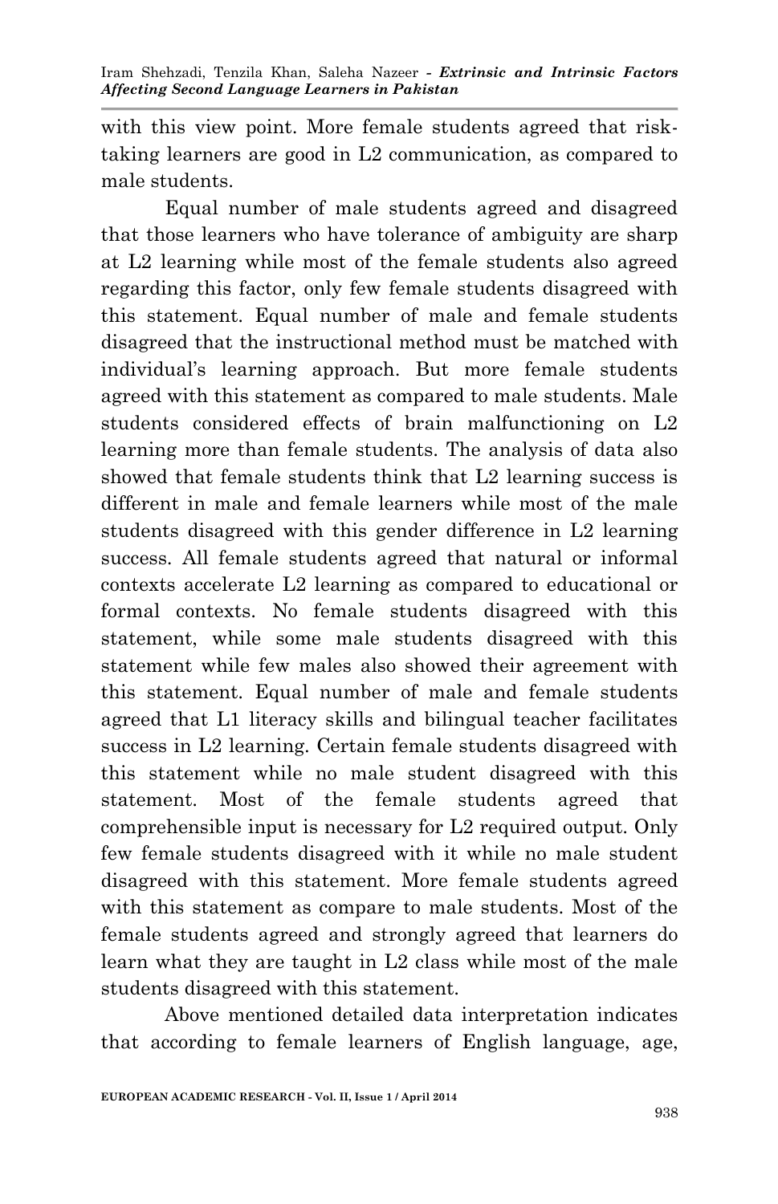with this view point. More female students agreed that risk-taking learners are good in L2 communication, as compared to male students.

Equal number of male students agreed and disagreed that those learners who have tolerance of ambiguity are sharp at L2 learning while most of the female students also agreed regarding this factor, only few female students disagreed with this statement. Equal number of male and female students disagreed that the instructional method must be matched with individual's learning approach. But more female students agreed with this statement as compared to male students. Male students considered effects of brain malfunctioning on L2 learning more than female students. The analysis of data also showed that female students think that L2 learning success is different in male and female learners while most of the male students disagreed with this gender difference in L2 learning success. All female students agreed that natural or informal contexts accelerate L2 learning as compared to educational or formal contexts. No female students disagreed with this statement, while some male students disagreed with this statement while few males also showed their agreement with this statement. Equal number of male and female students agreed that L1 literacy skills and bilingual teacher facilitates success in L2 learning. Certain female students disagreed with this statement while no male student disagreed with this statement. Most of the female students agreed that comprehensible input is necessary for L2 required output. Only few female students disagreed with it while no male student disagreed with this statement. More female students agreed with this statement as compare to male students. Most of the female students agreed and strongly agreed that learners do learn what they are taught in L2 class while most of the male students disagreed with this statement.

Above mentioned detailed data interpretation indicates that according to female learners of English language, age,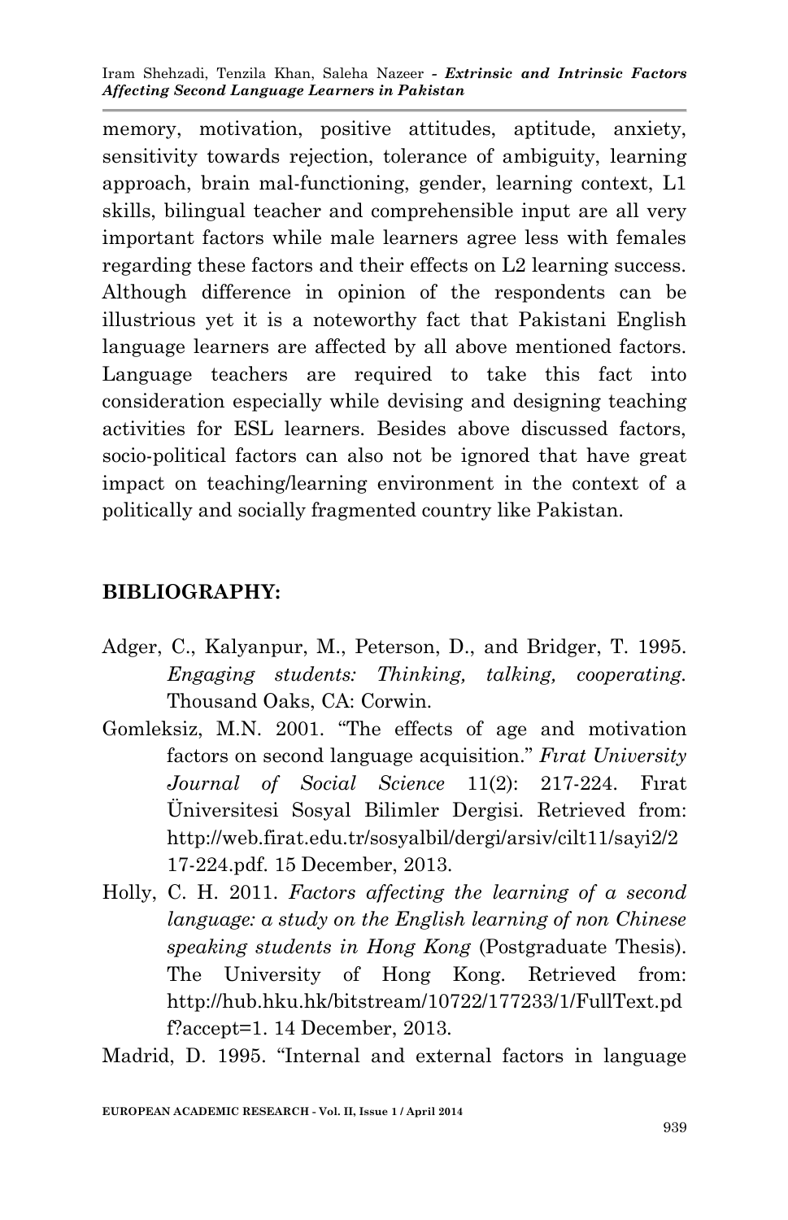memory, motivation, positive attitudes, aptitude, anxiety, sensitivity towards rejection, tolerance of ambiguity, learning approach, brain mal-functioning, gender, learning context, L1 skills, bilingual teacher and comprehensible input are all very important factors while male learners agree less with females regarding these factors and their effects on L2 learning success. Although difference in opinion of the respondents can be illustrious yet it is a noteworthy fact that Pakistani English language learners are affected by all above mentioned factors. Language teachers are required to take this fact into consideration especially while devising and designing teaching activities for ESL learners. Besides above discussed factors, socio-political factors can also not be ignored that have great impact on teaching/learning environment in the context of a politically and socially fragmented country like Pakistan.

## BIBLIOGRAPHY:

Adger, C., Kalyanpur, M., Peterson, D., and Bridger, T. 1995. *Engaging students: Thinking, talking, cooperating*. Thousand Oaks, CA: Corwin.

Gomleksiz, M.N. 2001. "The effects of age and motivation factors on second language acquisition." *Fırat University Journal of Social Science* 11(2): 217-224. Fırat Üniversitesi Sosyal Bilimler Dergisi. Retrieved from: http://web.firat.edu.tr/sosyalbil/dergi/arsiv/cilt11/sayi2/217-224.pdf. 15 December, 2013.

Holly, C. H. 2011. *Factors affecting the learning of a second language: a study on the English learning of non Chinese speaking students in Hong Kong* (Postgraduate Thesis). The University of Hong Kong. Retrieved from: http://hub.hku.hk/bitstream/10722/177233/1/FullText.pdf?accept=1. 14 December, 2013.

Madrid, D. 1995. "Internal and external factors in language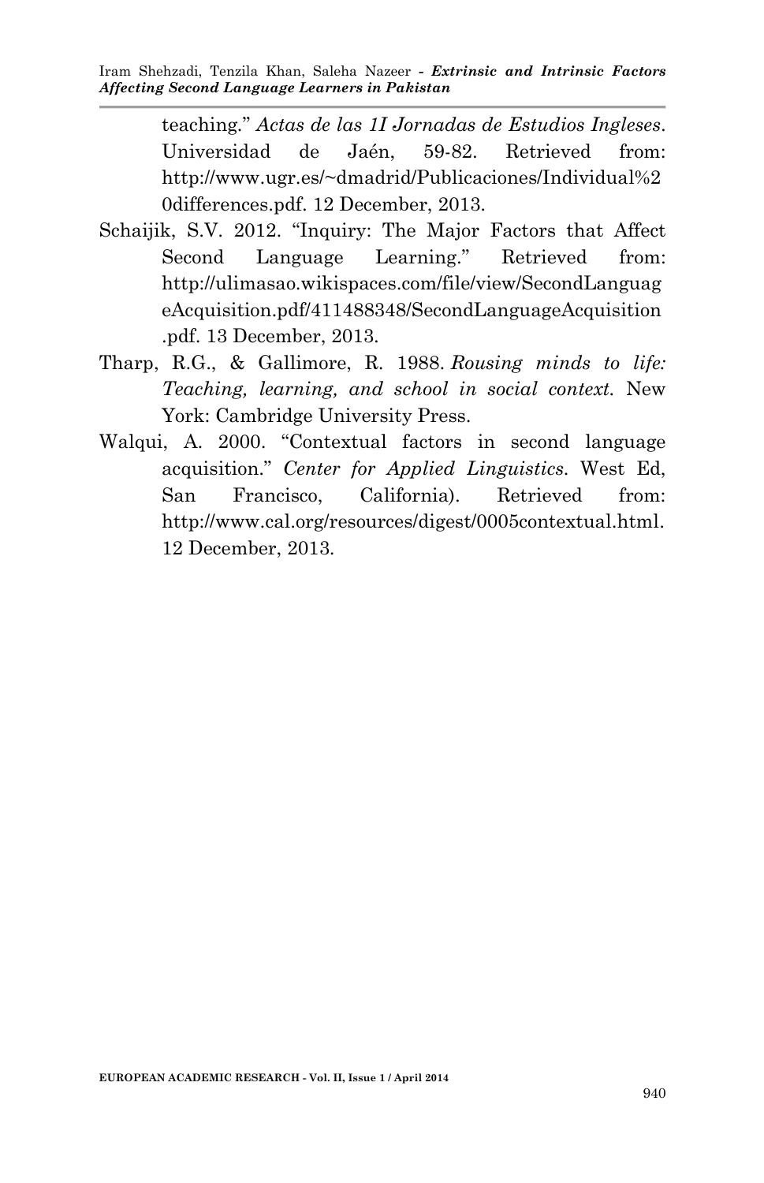teaching." *Actas de las 1I Jornadas de Estudios Ingleses*. Universidad de Jaén, 59-82. Retrieved from: http://www.ugr.es/~dmadrid/Publicaciones/Individual%20differences.pdf. 12 December, 2013.

Schaijik, S.V. 2012. "Inquiry: The Major Factors that Affect Second Language Learning." Retrieved from: http://ulimasao.wikispaces.com/file/view/SecondLanguageAcquisition.pdf/411488348/SecondLanguageAcquisition.pdf. 13 December, 2013.

Tharp, R.G., & Gallimore, R. 1988. *Rousing minds to life: Teaching, learning, and school in social context.* New York: Cambridge University Press.

Walqui, A. 2000. "Contextual factors in second language acquisition." *Center for Applied Linguistics.* West Ed, San Francisco, California). Retrieved from: http://www.cal.org/resources/digest/0005contextual.html. 12 December, 2013.